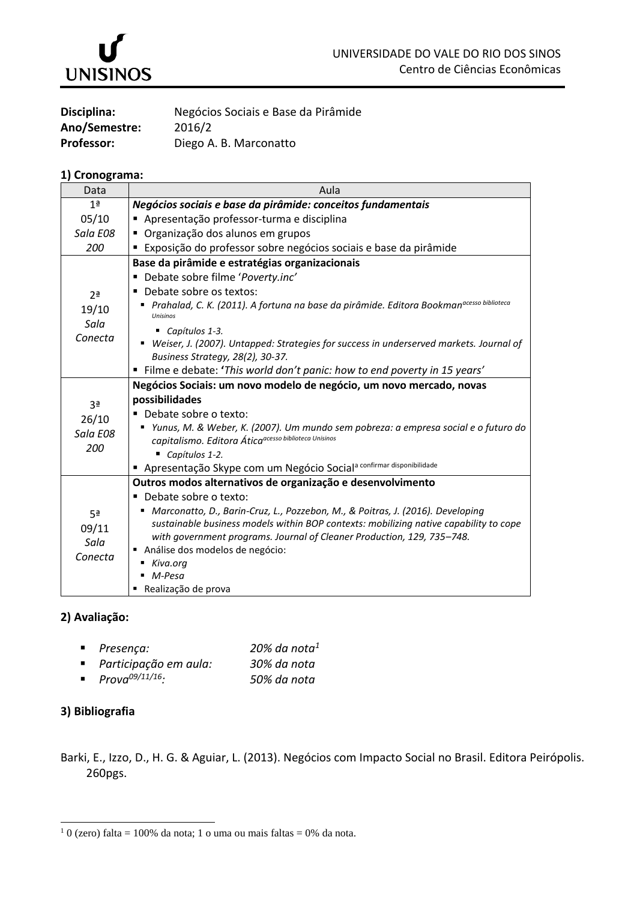UNIVERSIDADE DO VALE DO RIO DOS SINOS
Centro de Ciências Econômicas

**Disciplina:** Negócios Sociais e Base da Pirâmide
**Ano/Semestre:** 2016/2
**Professor:** Diego A. B. Marconatto

## 1) Cronograma:

| Data | Aula |
|---|---|
| 1ª<br>05/10<br>*Sala E08 200* | ***Negócios sociais e base da pirâmide: conceitos fundamentais***<br>▪ Apresentação professor-turma e disciplina<br>▪ Organização dos alunos em grupos<br>▪ Exposição do professor sobre negócios sociais e base da pirâmide |
| 2ª<br>19/10<br>*Sala Conecta* | **Base da pirâmide e estratégias organizacionais**<br>▪ Debate sobre filme '*Poverty.inc*'<br>▪ Debate sobre os textos:<br>▪ *Prahalad, C. K. (2011). A fortuna na base da pirâmide. Editora Bookman*[acesso biblioteca Unisinos]<br>▪ *Capítulos 1-3.*<br>▪ *Weiser, J. (2007). Untapped: Strategies for success in underserved markets. Journal of Business Strategy, 28(2), 30-37.*<br>▪ Filme e debate: **'***This world don't panic: how to end poverty in 15 years'* |
| 3ª<br>26/10<br>*Sala E08 200* | **Negócios Sociais: um novo modelo de negócio, um novo mercado, novas possibilidades**<br>▪ Debate sobre o texto:<br>▪ *Yunus, M. & Weber, K. (2007). Um mundo sem pobreza: a empresa social e o futuro do capitalismo. Editora Ática*[acesso biblioteca Unisinos]<br>▪ *Capítulos 1-2.*<br>▪ Apresentação Skype com um Negócio Social[a confirmar disponibilidade] |
| 5ª<br>09/11<br>*Sala Conecta* | **Outros modos alternativos de organização e desenvolvimento**<br>▪ Debate sobre o texto:<br>▪ *Marconatto, D., Barin-Cruz, L., Pozzebon, M., & Poitras, J. (2016). Developing sustainable business models within BOP contexts: mobilizing native capability to cope with government programs. Journal of Cleaner Production, 129, 735–748.*<br>▪ Análise dos modelos de negócio:<br>▪ *Kiva.org*<br>▪ *M-Pesa*<br>▪ Realização de prova |

## 2) Avaliação:

- *Presença:* *20% da nota*[1]
- *Participação em aula:* *30% da nota*
- *Prova*[09/11/16]*:* *50% da nota*

## 3) Bibliografia

Barki, E., Izzo, D., H. G. & Aguiar, L. (2013). Negócios com Impacto Social no Brasil. Editora Peirópolis. 260pgs.

[1] 0 (zero) falta = 100% da nota; 1 o uma ou mais faltas = 0% da nota.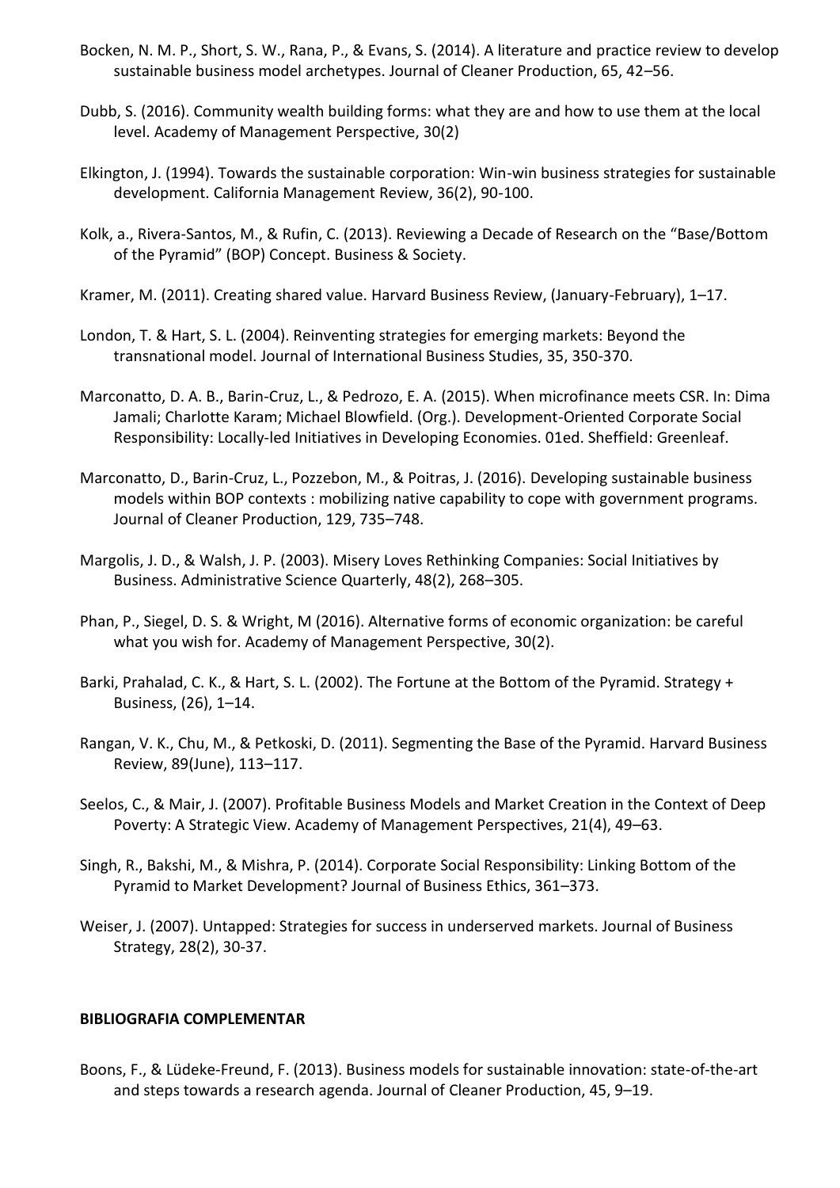Bocken, N. M. P., Short, S. W., Rana, P., & Evans, S. (2014). A literature and practice review to develop sustainable business model archetypes. Journal of Cleaner Production, 65, 42–56.

Dubb, S. (2016). Community wealth building forms: what they are and how to use them at the local level. Academy of Management Perspective, 30(2)

Elkington, J. (1994). Towards the sustainable corporation: Win-win business strategies for sustainable development. California Management Review, 36(2), 90-100.

Kolk, a., Rivera-Santos, M., & Rufin, C. (2013). Reviewing a Decade of Research on the "Base/Bottom of the Pyramid" (BOP) Concept. Business & Society.

Kramer, M. (2011). Creating shared value. Harvard Business Review, (January-February), 1–17.

London, T. & Hart, S. L. (2004). Reinventing strategies for emerging markets: Beyond the transnational model. Journal of International Business Studies, 35, 350-370.

Marconatto, D. A. B., Barin-Cruz, L., & Pedrozo, E. A. (2015). When microfinance meets CSR. In: Dima Jamali; Charlotte Karam; Michael Blowfield. (Org.). Development-Oriented Corporate Social Responsibility: Locally-led Initiatives in Developing Economies. 01ed. Sheffield: Greenleaf.

Marconatto, D., Barin-Cruz, L., Pozzebon, M., & Poitras, J. (2016). Developing sustainable business models within BOP contexts : mobilizing native capability to cope with government programs. Journal of Cleaner Production, 129, 735–748.

Margolis, J. D., & Walsh, J. P. (2003). Misery Loves Rethinking Companies: Social Initiatives by Business. Administrative Science Quarterly, 48(2), 268–305.

Phan, P., Siegel, D. S. & Wright, M (2016). Alternative forms of economic organization: be careful what you wish for. Academy of Management Perspective, 30(2).

Barki, Prahalad, C. K., & Hart, S. L. (2002). The Fortune at the Bottom of the Pyramid. Strategy + Business, (26), 1–14.

Rangan, V. K., Chu, M., & Petkoski, D. (2011). Segmenting the Base of the Pyramid. Harvard Business Review, 89(June), 113–117.

Seelos, C., & Mair, J. (2007). Profitable Business Models and Market Creation in the Context of Deep Poverty: A Strategic View. Academy of Management Perspectives, 21(4), 49–63.

Singh, R., Bakshi, M., & Mishra, P. (2014). Corporate Social Responsibility: Linking Bottom of the Pyramid to Market Development? Journal of Business Ethics, 361–373.

Weiser, J. (2007). Untapped: Strategies for success in underserved markets. Journal of Business Strategy, 28(2), 30-37.

**BIBLIOGRAFIA COMPLEMENTAR**

Boons, F., & Lüdeke-Freund, F. (2013). Business models for sustainable innovation: state-of-the-art and steps towards a research agenda. Journal of Cleaner Production, 45, 9–19.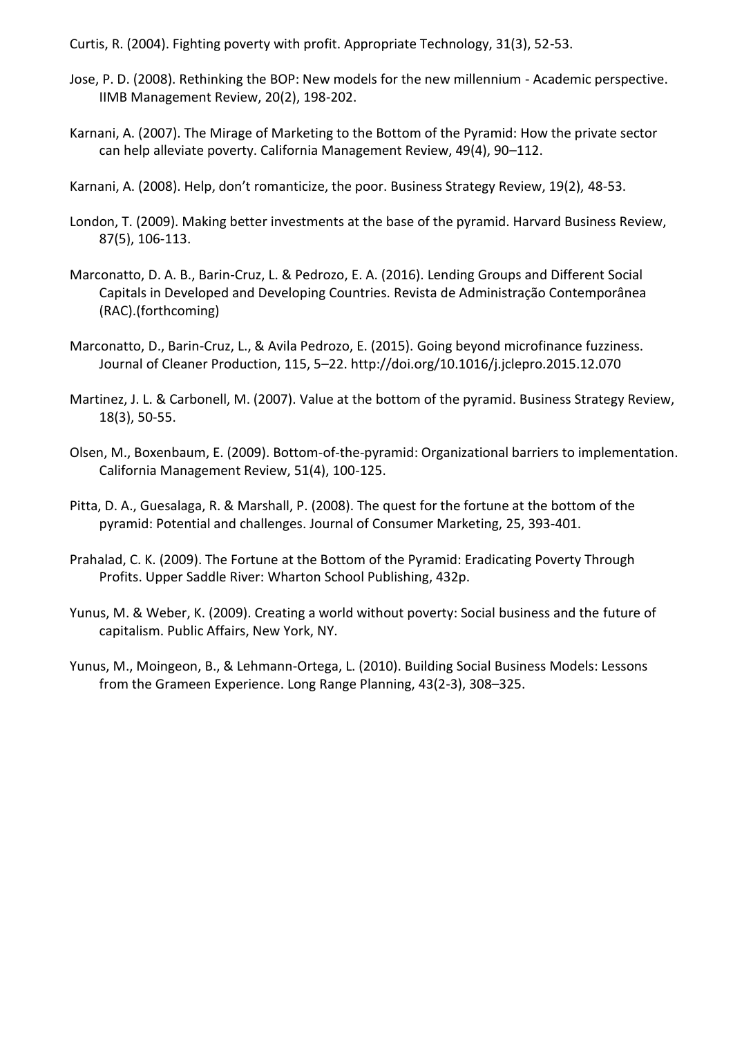Curtis, R. (2004). Fighting poverty with profit. Appropriate Technology, 31(3), 52-53.

Jose, P. D. (2008). Rethinking the BOP: New models for the new millennium - Academic perspective. IIMB Management Review, 20(2), 198-202.

Karnani, A. (2007). The Mirage of Marketing to the Bottom of the Pyramid: How the private sector can help alleviate poverty. California Management Review, 49(4), 90–112.

Karnani, A. (2008). Help, don't romanticize, the poor. Business Strategy Review, 19(2), 48-53.

London, T. (2009). Making better investments at the base of the pyramid. Harvard Business Review, 87(5), 106-113.

Marconatto, D. A. B., Barin-Cruz, L. & Pedrozo, E. A. (2016). Lending Groups and Different Social Capitals in Developed and Developing Countries. Revista de Administração Contemporânea (RAC).(forthcoming)

Marconatto, D., Barin-Cruz, L., & Avila Pedrozo, E. (2015). Going beyond microfinance fuzziness. Journal of Cleaner Production, 115, 5–22. http://doi.org/10.1016/j.jclepro.2015.12.070

Martinez, J. L. & Carbonell, M. (2007). Value at the bottom of the pyramid. Business Strategy Review, 18(3), 50-55.

Olsen, M., Boxenbaum, E. (2009). Bottom-of-the-pyramid: Organizational barriers to implementation. California Management Review, 51(4), 100-125.

Pitta, D. A., Guesalaga, R. & Marshall, P. (2008). The quest for the fortune at the bottom of the pyramid: Potential and challenges. Journal of Consumer Marketing, 25, 393-401.

Prahalad, C. K. (2009). The Fortune at the Bottom of the Pyramid: Eradicating Poverty Through Profits. Upper Saddle River: Wharton School Publishing, 432p.

Yunus, M. & Weber, K. (2009). Creating a world without poverty: Social business and the future of capitalism. Public Affairs, New York, NY.

Yunus, M., Moingeon, B., & Lehmann-Ortega, L. (2010). Building Social Business Models: Lessons from the Grameen Experience. Long Range Planning, 43(2-3), 308–325.